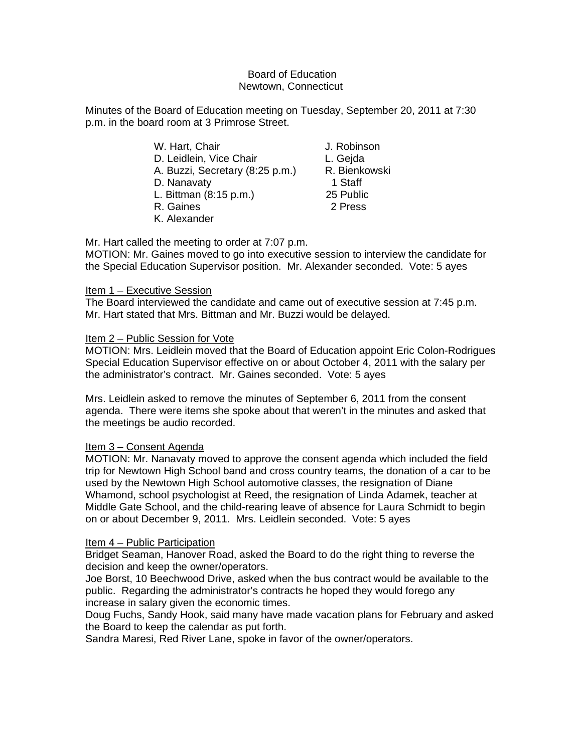Board of Education
Newtown, Connecticut

Minutes of the Board of Education meeting on Tuesday, September 20, 2011 at 7:30 p.m. in the board room at 3 Primrose Street.

| | |
|---|---|
| W. Hart, Chair | J. Robinson |
| D. Leidlein, Vice Chair | L. Gejda |
| A. Buzzi, Secretary (8:25 p.m.) | R. Bienkowski |
| D. Nanavaty | 1 Staff |
| L. Bittman (8:15 p.m.) | 25 Public |
| R. Gaines | 2 Press |
| K. Alexander | |

Mr. Hart called the meeting to order at 7:07 p.m.
MOTION: Mr. Gaines moved to go into executive session to interview the candidate for the Special Education Supervisor position. Mr. Alexander seconded. Vote: 5 ayes

Item 1 – Executive Session
The Board interviewed the candidate and came out of executive session at 7:45 p.m. Mr. Hart stated that Mrs. Bittman and Mr. Buzzi would be delayed.

Item 2 – Public Session for Vote
MOTION: Mrs. Leidlein moved that the Board of Education appoint Eric Colon-Rodrigues Special Education Supervisor effective on or about October 4, 2011 with the salary per the administrator's contract. Mr. Gaines seconded. Vote: 5 ayes

Mrs. Leidlein asked to remove the minutes of September 6, 2011 from the consent agenda. There were items she spoke about that weren't in the minutes and asked that the meetings be audio recorded.

Item 3 – Consent Agenda
MOTION: Mr. Nanavaty moved to approve the consent agenda which included the field trip for Newtown High School band and cross country teams, the donation of a car to be used by the Newtown High School automotive classes, the resignation of Diane Whamond, school psychologist at Reed, the resignation of Linda Adamek, teacher at Middle Gate School, and the child-rearing leave of absence for Laura Schmidt to begin on or about December 9, 2011. Mrs. Leidlein seconded. Vote: 5 ayes

Item 4 – Public Participation
Bridget Seaman, Hanover Road, asked the Board to do the right thing to reverse the decision and keep the owner/operators.
Joe Borst, 10 Beechwood Drive, asked when the bus contract would be available to the public. Regarding the administrator's contracts he hoped they would forego any increase in salary given the economic times.
Doug Fuchs, Sandy Hook, said many have made vacation plans for February and asked the Board to keep the calendar as put forth.
Sandra Maresi, Red River Lane, spoke in favor of the owner/operators.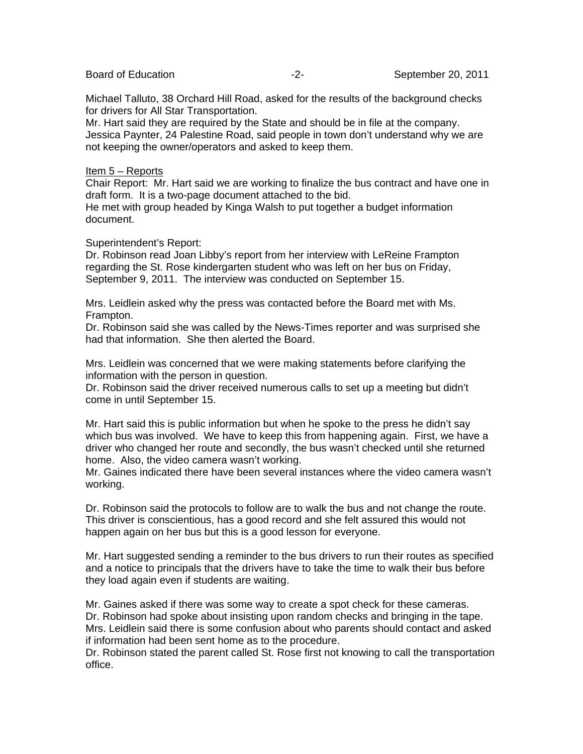Michael Talluto, 38 Orchard Hill Road, asked for the results of the background checks for drivers for All Star Transportation.
Mr. Hart said they are required by the State and should be in file at the company.
Jessica Paynter, 24 Palestine Road, said people in town don't understand why we are not keeping the owner/operators and asked to keep them.

Item 5 – Reports

Chair Report: Mr. Hart said we are working to finalize the bus contract and have one in draft form. It is a two-page document attached to the bid.
He met with group headed by Kinga Walsh to put together a budget information document.

Superintendent's Report:
Dr. Robinson read Joan Libby's report from her interview with LeReine Frampton regarding the St. Rose kindergarten student who was left on her bus on Friday, September 9, 2011. The interview was conducted on September 15.

Mrs. Leidlein asked why the press was contacted before the Board met with Ms. Frampton.
Dr. Robinson said she was called by the News-Times reporter and was surprised she had that information. She then alerted the Board.

Mrs. Leidlein was concerned that we were making statements before clarifying the information with the person in question.
Dr. Robinson said the driver received numerous calls to set up a meeting but didn't come in until September 15.

Mr. Hart said this is public information but when he spoke to the press he didn't say which bus was involved. We have to keep this from happening again. First, we have a driver who changed her route and secondly, the bus wasn't checked until she returned home. Also, the video camera wasn't working.
Mr. Gaines indicated there have been several instances where the video camera wasn't working.

Dr. Robinson said the protocols to follow are to walk the bus and not change the route. This driver is conscientious, has a good record and she felt assured this would not happen again on her bus but this is a good lesson for everyone.

Mr. Hart suggested sending a reminder to the bus drivers to run their routes as specified and a notice to principals that the drivers have to take the time to walk their bus before they load again even if students are waiting.

Mr. Gaines asked if there was some way to create a spot check for these cameras.
Dr. Robinson had spoke about insisting upon random checks and bringing in the tape.
Mrs. Leidlein said there is some confusion about who parents should contact and asked if information had been sent home as to the procedure.
Dr. Robinson stated the parent called St. Rose first not knowing to call the transportation office.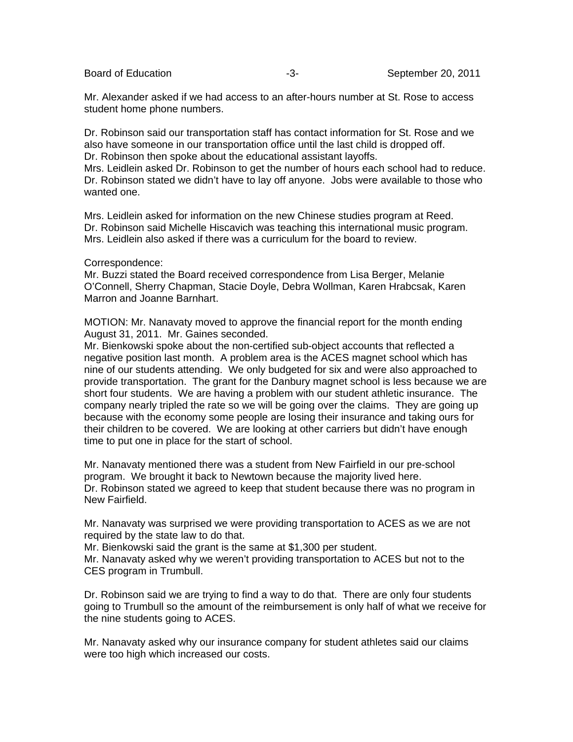Mr. Alexander asked if we had access to an after-hours number at St. Rose to access student home phone numbers.

Dr. Robinson said our transportation staff has contact information for St. Rose and we also have someone in our transportation office until the last child is dropped off.
Dr. Robinson then spoke about the educational assistant layoffs.
Mrs. Leidlein asked Dr. Robinson to get the number of hours each school had to reduce.
Dr. Robinson stated we didn't have to lay off anyone. Jobs were available to those who wanted one.

Mrs. Leidlein asked for information on the new Chinese studies program at Reed.
Dr. Robinson said Michelle Hiscavich was teaching this international music program.
Mrs. Leidlein also asked if there was a curriculum for the board to review.

Correspondence:
Mr. Buzzi stated the Board received correspondence from Lisa Berger, Melanie O'Connell, Sherry Chapman, Stacie Doyle, Debra Wollman, Karen Hrabcsak, Karen Marron and Joanne Barnhart.

MOTION: Mr. Nanavaty moved to approve the financial report for the month ending August 31, 2011. Mr. Gaines seconded.
Mr. Bienkowski spoke about the non-certified sub-object accounts that reflected a negative position last month. A problem area is the ACES magnet school which has nine of our students attending. We only budgeted for six and were also approached to provide transportation. The grant for the Danbury magnet school is less because we are short four students. We are having a problem with our student athletic insurance. The company nearly tripled the rate so we will be going over the claims. They are going up because with the economy some people are losing their insurance and taking ours for their children to be covered. We are looking at other carriers but didn't have enough time to put one in place for the start of school.

Mr. Nanavaty mentioned there was a student from New Fairfield in our pre-school program. We brought it back to Newtown because the majority lived here.
Dr. Robinson stated we agreed to keep that student because there was no program in New Fairfield.

Mr. Nanavaty was surprised we were providing transportation to ACES as we are not required by the state law to do that.
Mr. Bienkowski said the grant is the same at $1,300 per student.
Mr. Nanavaty asked why we weren't providing transportation to ACES but not to the CES program in Trumbull.

Dr. Robinson said we are trying to find a way to do that. There are only four students going to Trumbull so the amount of the reimbursement is only half of what we receive for the nine students going to ACES.

Mr. Nanavaty asked why our insurance company for student athletes said our claims were too high which increased our costs.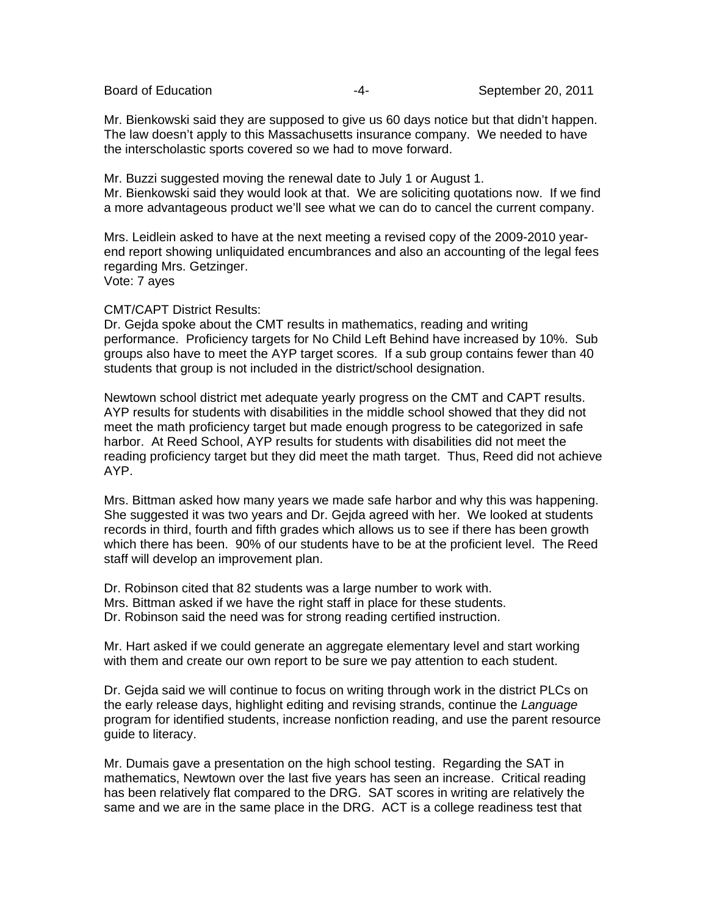Mr. Bienkowski said they are supposed to give us 60 days notice but that didn't happen. The law doesn't apply to this Massachusetts insurance company. We needed to have the interscholastic sports covered so we had to move forward.

Mr. Buzzi suggested moving the renewal date to July 1 or August 1.
Mr. Bienkowski said they would look at that. We are soliciting quotations now. If we find a more advantageous product we'll see what we can do to cancel the current company.

Mrs. Leidlein asked to have at the next meeting a revised copy of the 2009-2010 year-end report showing unliquidated encumbrances and also an accounting of the legal fees regarding Mrs. Getzinger.
Vote: 7 ayes

CMT/CAPT District Results:
Dr. Gejda spoke about the CMT results in mathematics, reading and writing performance. Proficiency targets for No Child Left Behind have increased by 10%. Sub groups also have to meet the AYP target scores. If a sub group contains fewer than 40 students that group is not included in the district/school designation.

Newtown school district met adequate yearly progress on the CMT and CAPT results. AYP results for students with disabilities in the middle school showed that they did not meet the math proficiency target but made enough progress to be categorized in safe harbor. At Reed School, AYP results for students with disabilities did not meet the reading proficiency target but they did meet the math target. Thus, Reed did not achieve AYP.

Mrs. Bittman asked how many years we made safe harbor and why this was happening. She suggested it was two years and Dr. Gejda agreed with her. We looked at students records in third, fourth and fifth grades which allows us to see if there has been growth which there has been. 90% of our students have to be at the proficient level. The Reed staff will develop an improvement plan.

Dr. Robinson cited that 82 students was a large number to work with.
Mrs. Bittman asked if we have the right staff in place for these students.
Dr. Robinson said the need was for strong reading certified instruction.

Mr. Hart asked if we could generate an aggregate elementary level and start working with them and create our own report to be sure we pay attention to each student.

Dr. Gejda said we will continue to focus on writing through work in the district PLCs on the early release days, highlight editing and revising strands, continue the *Language* program for identified students, increase nonfiction reading, and use the parent resource guide to literacy.

Mr. Dumais gave a presentation on the high school testing. Regarding the SAT in mathematics, Newtown over the last five years has seen an increase. Critical reading has been relatively flat compared to the DRG. SAT scores in writing are relatively the same and we are in the same place in the DRG. ACT is a college readiness test that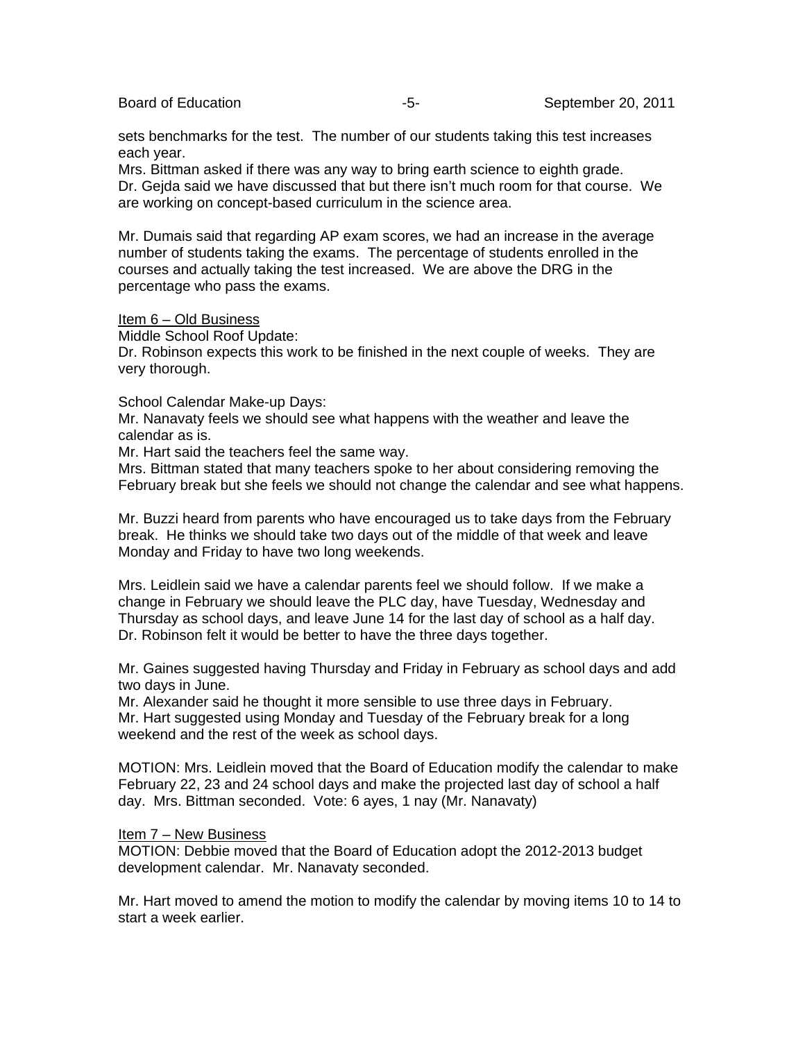sets benchmarks for the test. The number of our students taking this test increases each year.
Mrs. Bittman asked if there was any way to bring earth science to eighth grade.
Dr. Gejda said we have discussed that but there isn't much room for that course. We are working on concept-based curriculum in the science area.

Mr. Dumais said that regarding AP exam scores, we had an increase in the average number of students taking the exams. The percentage of students enrolled in the courses and actually taking the test increased. We are above the DRG in the percentage who pass the exams.

<u>Item 6 – Old Business</u>
Middle School Roof Update:
Dr. Robinson expects this work to be finished in the next couple of weeks. They are very thorough.

School Calendar Make-up Days:
Mr. Nanavaty feels we should see what happens with the weather and leave the calendar as is.
Mr. Hart said the teachers feel the same way.
Mrs. Bittman stated that many teachers spoke to her about considering removing the February break but she feels we should not change the calendar and see what happens.

Mr. Buzzi heard from parents who have encouraged us to take days from the February break. He thinks we should take two days out of the middle of that week and leave Monday and Friday to have two long weekends.

Mrs. Leidlein said we have a calendar parents feel we should follow. If we make a change in February we should leave the PLC day, have Tuesday, Wednesday and Thursday as school days, and leave June 14 for the last day of school as a half day.
Dr. Robinson felt it would be better to have the three days together.

Mr. Gaines suggested having Thursday and Friday in February as school days and add two days in June.
Mr. Alexander said he thought it more sensible to use three days in February.
Mr. Hart suggested using Monday and Tuesday of the February break for a long weekend and the rest of the week as school days.

MOTION: Mrs. Leidlein moved that the Board of Education modify the calendar to make February 22, 23 and 24 school days and make the projected last day of school a half day. Mrs. Bittman seconded. Vote: 6 ayes, 1 nay (Mr. Nanavaty)

<u>Item 7 – New Business</u>
MOTION: Debbie moved that the Board of Education adopt the 2012-2013 budget development calendar. Mr. Nanavaty seconded.

Mr. Hart moved to amend the motion to modify the calendar by moving items 10 to 14 to start a week earlier.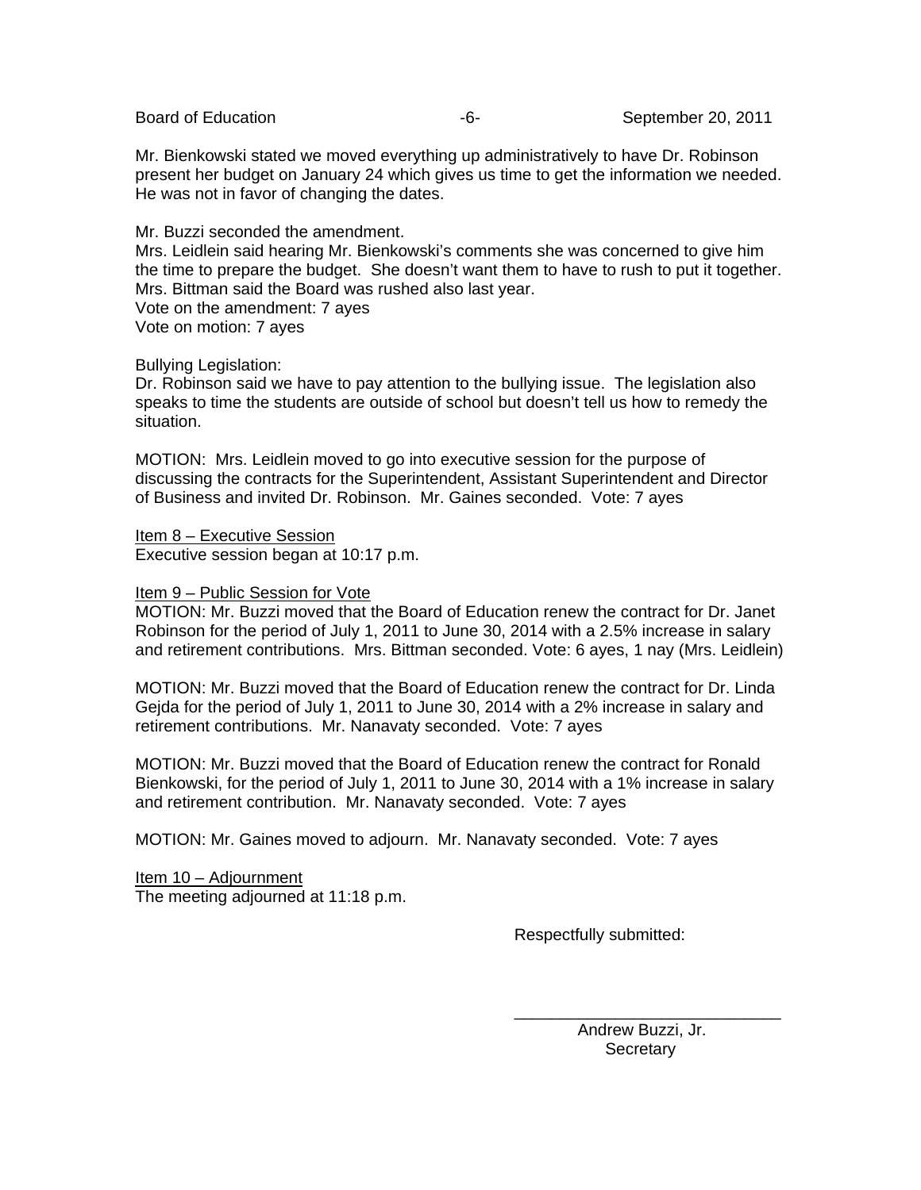Mr. Bienkowski stated we moved everything up administratively to have Dr. Robinson present her budget on January 24 which gives us time to get the information we needed. He was not in favor of changing the dates.

Mr. Buzzi seconded the amendment.
Mrs. Leidlein said hearing Mr. Bienkowski's comments she was concerned to give him the time to prepare the budget. She doesn't want them to have to rush to put it together.
Mrs. Bittman said the Board was rushed also last year.
Vote on the amendment: 7 ayes
Vote on motion: 7 ayes

Bullying Legislation:
Dr. Robinson said we have to pay attention to the bullying issue. The legislation also speaks to time the students are outside of school but doesn't tell us how to remedy the situation.

MOTION: Mrs. Leidlein moved to go into executive session for the purpose of discussing the contracts for the Superintendent, Assistant Superintendent and Director of Business and invited Dr. Robinson. Mr. Gaines seconded. Vote: 7 ayes

<u>Item 8 – Executive Session</u>
Executive session began at 10:17 p.m.

<u>Item 9 – Public Session for Vote</u>
MOTION: Mr. Buzzi moved that the Board of Education renew the contract for Dr. Janet Robinson for the period of July 1, 2011 to June 30, 2014 with a 2.5% increase in salary and retirement contributions. Mrs. Bittman seconded. Vote: 6 ayes, 1 nay (Mrs. Leidlein)

MOTION: Mr. Buzzi moved that the Board of Education renew the contract for Dr. Linda Gejda for the period of July 1, 2011 to June 30, 2014 with a 2% increase in salary and retirement contributions. Mr. Nanavaty seconded. Vote: 7 ayes

MOTION: Mr. Buzzi moved that the Board of Education renew the contract for Ronald Bienkowski, for the period of July 1, 2011 to June 30, 2014 with a 1% increase in salary and retirement contribution. Mr. Nanavaty seconded. Vote: 7 ayes

MOTION: Mr. Gaines moved to adjourn. Mr. Nanavaty seconded. Vote: 7 ayes

<u>Item 10 – Adjournment</u>
The meeting adjourned at 11:18 p.m.

Respectfully submitted:

\_\_\_\_\_\_\_\_\_\_\_\_\_\_\_\_\_\_\_\_\_\_\_\_\_\_\_\_\_\_

Andrew Buzzi, Jr.
Secretary